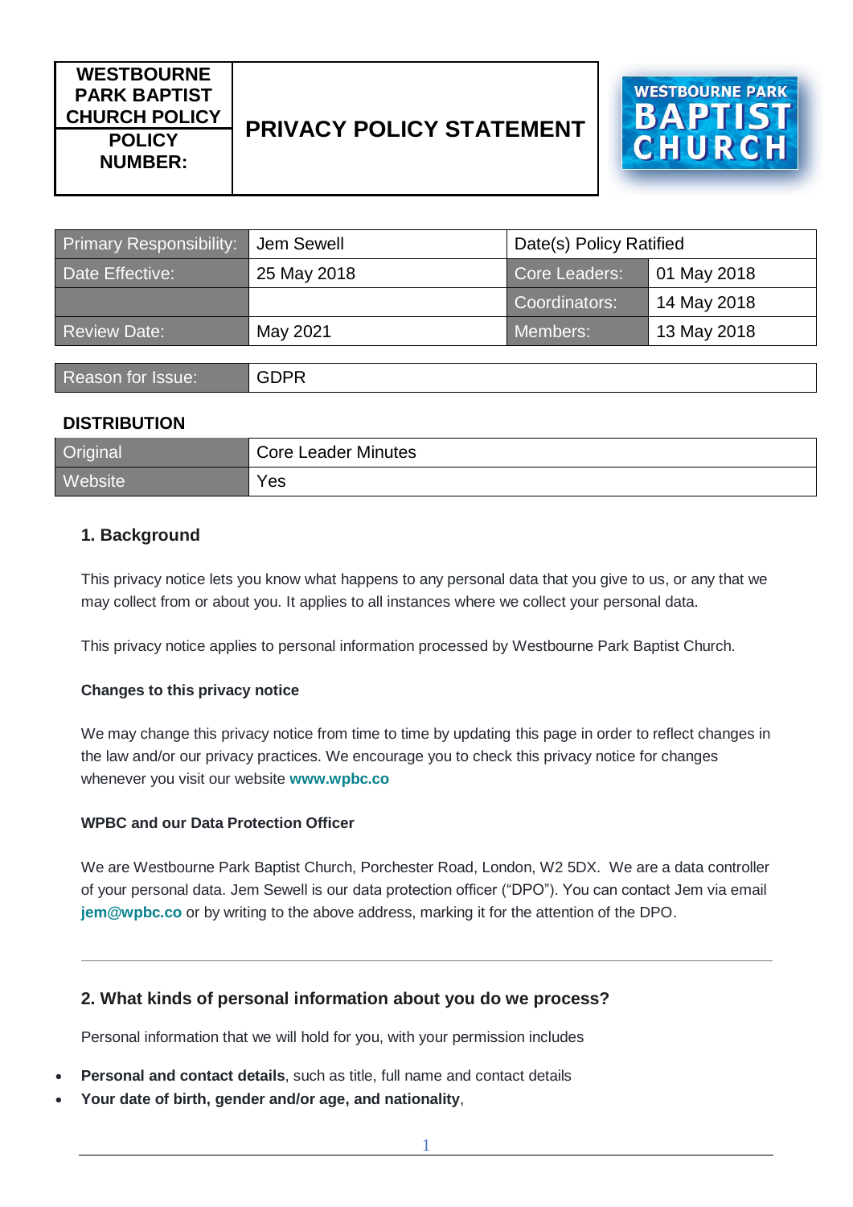| WESTBOURNE PARK BAPTIST CHURCH POLICY | PRIVACY POLICY STATEMENT |
|---|---|
| POLICY NUMBER: | |

| Primary Responsibility: | Jem Sewell | Date(s) Policy Ratified | |
|---|---|---|---|
| Date Effective: | 25 May 2018 | Core Leaders: | 01 May 2018 |
| | | Coordinators: | 14 May 2018 |
| Review Date: | May 2021 | Members: | 13 May 2018 |

| Reason for Issue: | GDPR |
|---|---|

**DISTRIBUTION**

| Original | Core Leader Minutes |
|---|---|
| Website | Yes |

## 1. Background

This privacy notice lets you know what happens to any personal data that you give to us, or any that we may collect from or about you. It applies to all instances where we collect your personal data.

This privacy notice applies to personal information processed by Westbourne Park Baptist Church.

### Changes to this privacy notice

We may change this privacy notice from time to time by updating this page in order to reflect changes in the law and/or our privacy practices. We encourage you to check this privacy notice for changes whenever you visit our website **www.wpbc.co**

### WPBC and our Data Protection Officer

We are Westbourne Park Baptist Church, Porchester Road, London, W2 5DX. We are a data controller of your personal data. Jem Sewell is our data protection officer ("DPO"). You can contact Jem via email **jem@wpbc.co** or by writing to the above address, marking it for the attention of the DPO.

---

## 2. What kinds of personal information about you do we process?

Personal information that we will hold for you, with your permission includes

- **Personal and contact details**, such as title, full name and contact details
- **Your date of birth, gender and/or age, and nationality**,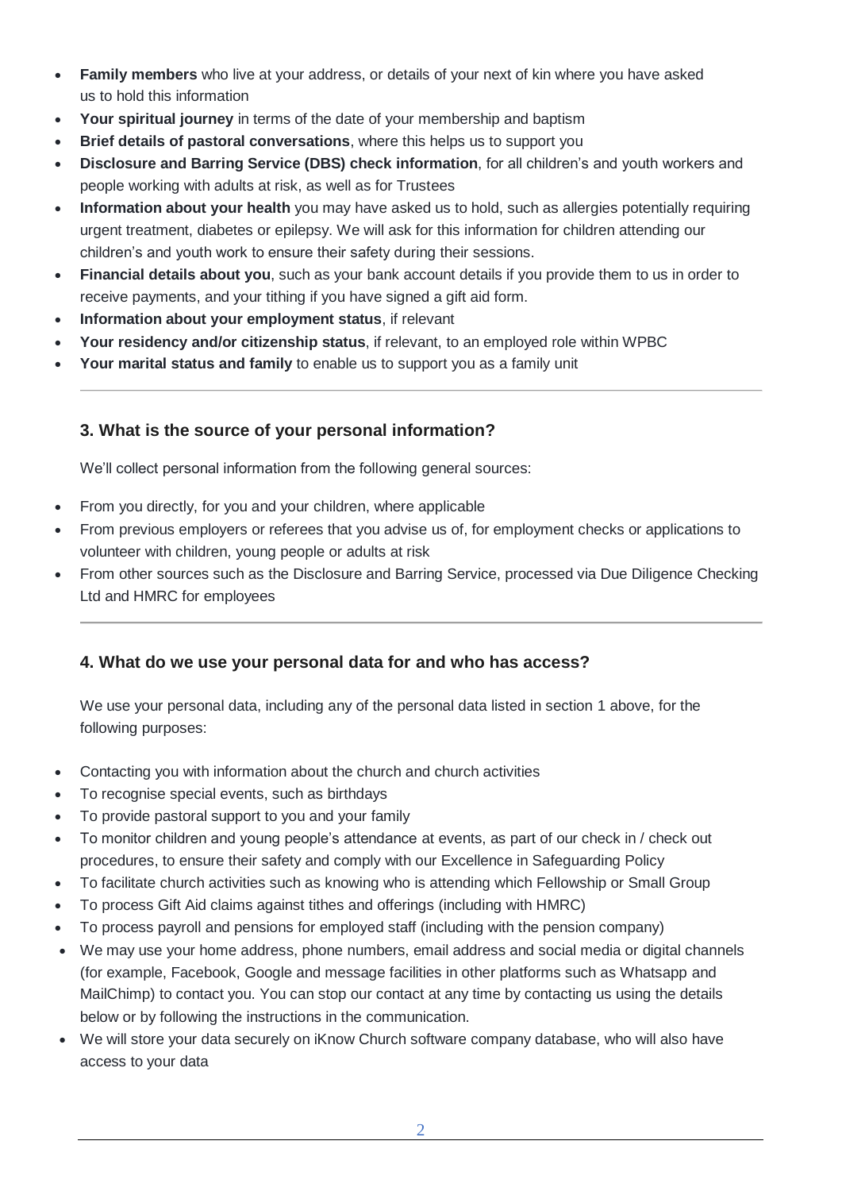- **Family members** who live at your address, or details of your next of kin where you have asked us to hold this information
- **Your spiritual journey** in terms of the date of your membership and baptism
- **Brief details of pastoral conversations**, where this helps us to support you
- **Disclosure and Barring Service (DBS) check information**, for all children's and youth workers and people working with adults at risk, as well as for Trustees
- **Information about your health** you may have asked us to hold, such as allergies potentially requiring urgent treatment, diabetes or epilepsy. We will ask for this information for children attending our children's and youth work to ensure their safety during their sessions.
- **Financial details about you**, such as your bank account details if you provide them to us in order to receive payments, and your tithing if you have signed a gift aid form.
- **Information about your employment status**, if relevant
- **Your residency and/or citizenship status**, if relevant, to an employed role within WPBC
- **Your marital status and family** to enable us to support you as a family unit

---

### 3. What is the source of your personal information?

We'll collect personal information from the following general sources:

- From you directly, for you and your children, where applicable
- From previous employers or referees that you advise us of, for employment checks or applications to volunteer with children, young people or adults at risk
- From other sources such as the Disclosure and Barring Service, processed via Due Diligence Checking Ltd and HMRC for employees

---

### 4. What do we use your personal data for and who has access?

We use your personal data, including any of the personal data listed in section 1 above, for the following purposes:

- Contacting you with information about the church and church activities
- To recognise special events, such as birthdays
- To provide pastoral support to you and your family
- To monitor children and young people's attendance at events, as part of our check in / check out procedures, to ensure their safety and comply with our Excellence in Safeguarding Policy
- To facilitate church activities such as knowing who is attending which Fellowship or Small Group
- To process Gift Aid claims against tithes and offerings (including with HMRC)
- To process payroll and pensions for employed staff (including with the pension company)
- We may use your home address, phone numbers, email address and social media or digital channels (for example, Facebook, Google and message facilities in other platforms such as Whatsapp and MailChimp) to contact you. You can stop our contact at any time by contacting us using the details below or by following the instructions in the communication.
- We will store your data securely on iKnow Church software company database, who will also have access to your data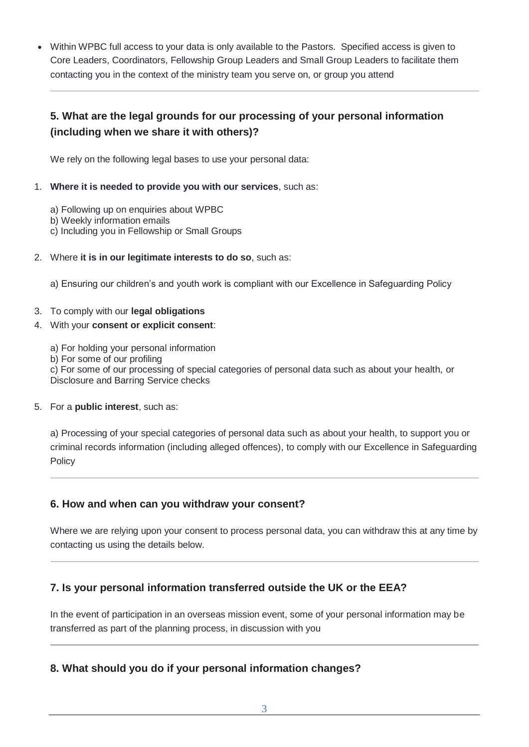- Within WPBC full access to your data is only available to the Pastors. Specified access is given to Core Leaders, Coordinators, Fellowship Group Leaders and Small Group Leaders to facilitate them contacting you in the context of the ministry team you serve on, or group you attend

---

## 5. What are the legal grounds for our processing of your personal information (including when we share it with others)?

We rely on the following legal bases to use your personal data:

1. **Where it is needed to provide you with our services**, such as:

   a) Following up on enquiries about WPBC
   b) Weekly information emails
   c) Including you in Fellowship or Small Groups

2. Where **it is in our legitimate interests to do so**, such as:

   a) Ensuring our children's and youth work is compliant with our Excellence in Safeguarding Policy

3. To comply with our **legal obligations**
4. With your **consent or explicit consent**:

   a) For holding your personal information
   b) For some of our profiling
   c) For some of our processing of special categories of personal data such as about your health, or Disclosure and Barring Service checks

5. For a **public interest**, such as:

   a) Processing of your special categories of personal data such as about your health, to support you or criminal records information (including alleged offences), to comply with our Excellence in Safeguarding Policy

---

## 6. How and when can you withdraw your consent?

Where we are relying upon your consent to process personal data, you can withdraw this at any time by contacting us using the details below.

---

## 7. Is your personal information transferred outside the UK or the EEA?

In the event of participation in an overseas mission event, some of your personal information may be transferred as part of the planning process, in discussion with you

---

## 8. What should you do if your personal information changes?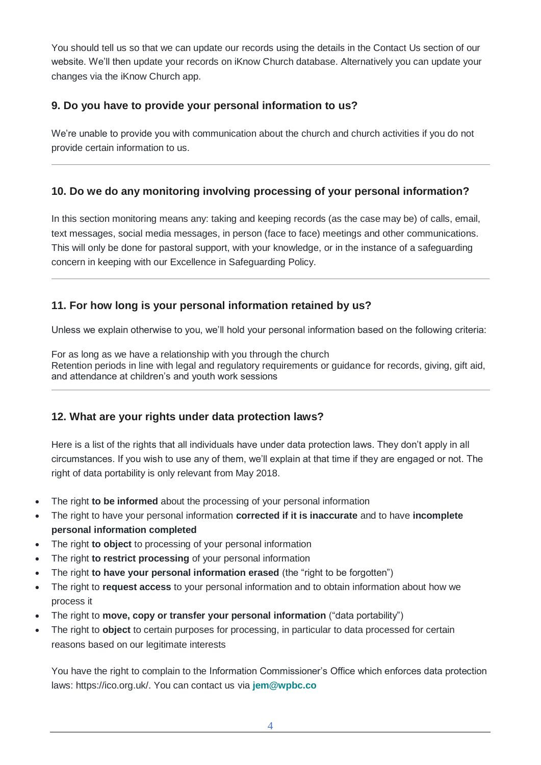You should tell us so that we can update our records using the details in the Contact Us section of our website. We'll then update your records on iKnow Church database. Alternatively you can update your changes via the iKnow Church app.

### 9. Do you have to provide your personal information to us?

We're unable to provide you with communication about the church and church activities if you do not provide certain information to us.

---

### 10. Do we do any monitoring involving processing of your personal information?

In this section monitoring means any: taking and keeping records (as the case may be) of calls, email, text messages, social media messages, in person (face to face) meetings and other communications. This will only be done for pastoral support, with your knowledge, or in the instance of a safeguarding concern in keeping with our Excellence in Safeguarding Policy.

---

### 11. For how long is your personal information retained by us?

Unless we explain otherwise to you, we'll hold your personal information based on the following criteria:

For as long as we have a relationship with you through the church
Retention periods in line with legal and regulatory requirements or guidance for records, giving, gift aid, and attendance at children's and youth work sessions

---

### 12. What are your rights under data protection laws?

Here is a list of the rights that all individuals have under data protection laws. They don't apply in all circumstances. If you wish to use any of them, we'll explain at that time if they are engaged or not. The right of data portability is only relevant from May 2018.

- The right **to be informed** about the processing of your personal information
- The right to have your personal information **corrected if it is inaccurate** and to have **incomplete personal information completed**
- The right **to object** to processing of your personal information
- The right **to restrict processing** of your personal information
- The right **to have your personal information erased** (the "right to be forgotten")
- The right to **request access** to your personal information and to obtain information about how we process it
- The right to **move, copy or transfer your personal information** ("data portability")
- The right to **object** to certain purposes for processing, in particular to data processed for certain reasons based on our legitimate interests

You have the right to complain to the Information Commissioner's Office which enforces data protection laws: https://ico.org.uk/. You can contact us via **jem@wpbc.co**